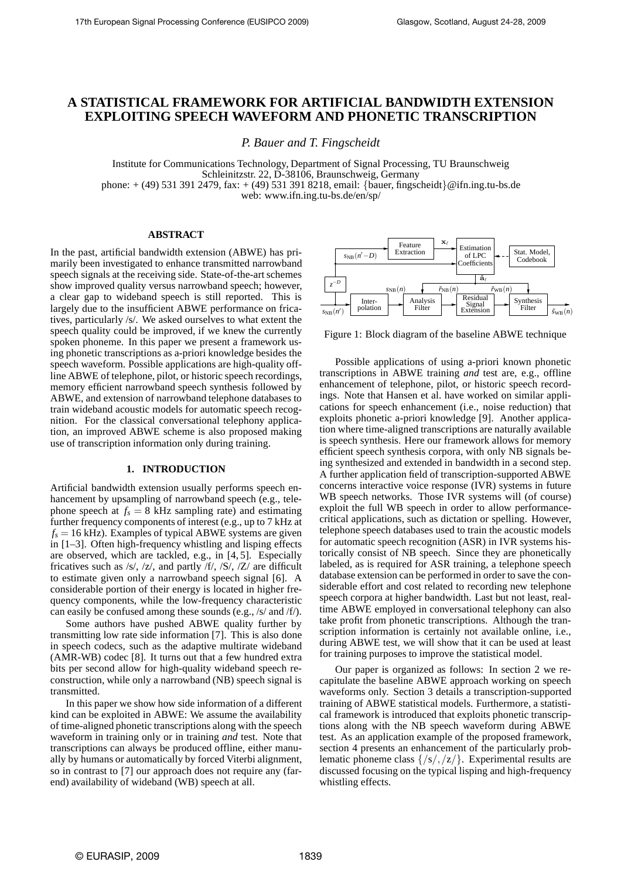# A STATISTICAL FRAMEWORK FOR ARTIFICIAL BANDWIDTH EXTENSION EXPLOITING SPEECH WAVEFORM AND PHONETIC TRANSCRIPTION

*P. Bauer and T. Fingscheidt*

Institute for Communications Technology, Department of Signal Processing, TU Braunschweig
Schleinitzstr. 22, D-38106, Braunschweig, Germany
phone: + (49) 531 391 2479, fax: + (49) 531 391 8218, email: {bauer, fingscheidt}@ifn.ing.tu-bs.de
web: www.ifn.ing.tu-bs.de/en/sp/

## ABSTRACT

In the past, artificial bandwidth extension (ABWE) has primarily been investigated to enhance transmitted narrowband speech signals at the receiving side. State-of-the-art schemes show improved quality versus narrowband speech; however, a clear gap to wideband speech is still reported. This is largely due to the insufficient ABWE performance on fricatives, particularly /s/. We asked ourselves to what extent the speech quality could be improved, if we knew the currently spoken phoneme. In this paper we present a framework using phonetic transcriptions as a-priori knowledge besides the speech waveform. Possible applications are high-quality offline ABWE of telephone, pilot, or historic speech recordings, memory efficient narrowband speech synthesis followed by ABWE, and extension of narrowband telephone databases to train wideband acoustic models for automatic speech recognition. For the classical conversational telephony application, an improved ABWE scheme is also proposed making use of transcription information only during training.

## 1. INTRODUCTION

Artificial bandwidth extension usually performs speech enhancement by upsampling of narrowband speech (e.g., telephone speech at $f_s = 8$ kHz sampling rate) and estimating further frequency components of interest (e.g., up to 7 kHz at $f_s = 16$ kHz). Examples of typical ABWE systems are given in [1–3]. Often high-frequency whistling and lisping effects are observed, which are tackled, e.g., in [4, 5]. Especially fricatives such as /s/, /z/, and partly /f/, /S/, /Z/ are difficult to estimate given only a narrowband speech signal [6]. A considerable portion of their energy is located in higher frequency components, while the low-frequency characteristic can easily be confused among these sounds (e.g., /s/ and /f/).

Some authors have pushed ABWE quality further by transmitting low rate side information [7]. This is also done in speech codecs, such as the adaptive multirate wideband (AMR-WB) codec [8]. It turns out that a few hundred extra bits per second allow for high-quality wideband speech reconstruction, while only a narrowband (NB) speech signal is transmitted.

In this paper we show how side information of a different kind can be exploited in ABWE: We assume the availability of time-aligned phonetic transcriptions along with the speech waveform in training only or in training *and* test. Note that transcriptions can always be produced offline, either manually by humans or automatically by forced Viterbi alignment, so in contrast to [7] our approach does not require any (far-end) availability of wideband (WB) speech at all.

Figure 1: Block diagram of the baseline ABWE technique

Possible applications of using a-priori known phonetic transcriptions in ABWE training *and* test are, e.g., offline enhancement of telephone, pilot, or historic speech recordings. Note that Hansen et al. have worked on similar applications for speech enhancement (i.e., noise reduction) that exploits phonetic a-priori knowledge [9]. Another application where time-aligned transcriptions are naturally available is speech synthesis. Here our framework allows for memory efficient speech synthesis corpora, with only NB signals being synthesized and extended in bandwidth in a second step. A further application field of transcription-supported ABWE concerns interactive voice response (IVR) systems in future WB speech networks. Those IVR systems will (of course) exploit the full WB speech in order to allow performance-critical applications, such as dictation or spelling. However, telephone speech databases used to train the acoustic models for automatic speech recognition (ASR) in IVR systems historically consist of NB speech. Since they are phonetically labeled, as is required for ASR training, a telephone speech database extension can be performed in order to save the considerable effort and cost related to recording new telephone speech corpora at higher bandwidth. Last but not least, real-time ABWE employed in conversational telephony can also take profit from phonetic transcriptions. Although the transcription information is certainly not available online, i.e., during ABWE test, we will show that it can be used at least for training purposes to improve the statistical model.

Our paper is organized as follows: In section 2 we recapitulate the baseline ABWE approach working on speech waveforms only. Section 3 details a transcription-supported training of ABWE statistical models. Furthermore, a statistical framework is introduced that exploits phonetic transcriptions along with the NB speech waveform during ABWE test. As an application example of the proposed framework, section 4 presents an enhancement of the particularly problematic phoneme class $\{/s/, /z/\}$. Experimental results are discussed focusing on the typical lisping and high-frequency whistling effects.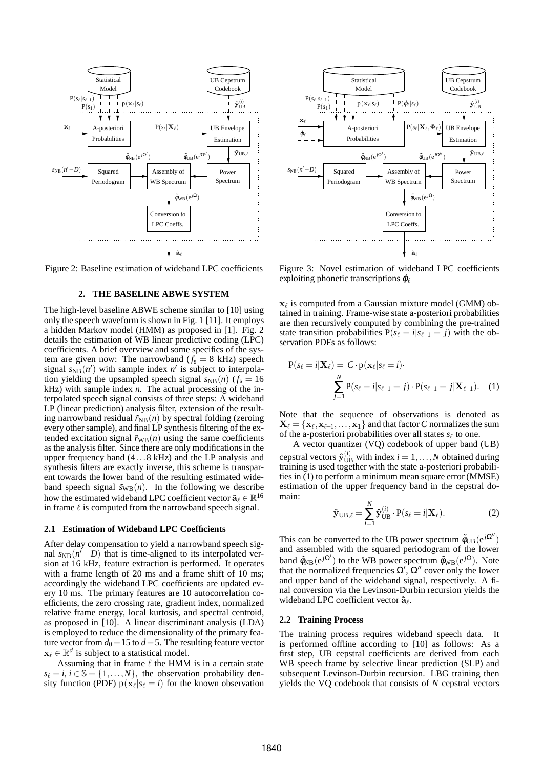Figure 2: Baseline estimation of wideband LPC coefficients

Figure 3: Novel estimation of wideband LPC coefficients exploiting phonetic transcriptions $\varphi_\ell$

## 2. THE BASELINE ABWE SYSTEM

The high-level baseline ABWE scheme similar to [10] using only the speech waveform is shown in Fig. 1 [11]. It employs a hidden Markov model (HMM) as proposed in [1]. Fig. 2 details the estimation of WB linear predictive coding (LPC) coefficients. A brief overview and some specifics of the system are given now: The narrowband ($f_s = 8$ kHz) speech signal $s_{\text{NB}}(n')$ with sample index $n'$ is subject to interpolation yielding the upsampled speech signal $s_{\text{NB}}(n)$ ($f_s = 16$ kHz) with sample index $n$. The actual processing of the interpolated speech signal consists of three steps: A wideband LP (linear prediction) analysis filter, extension of the resulting narrowband residual $\tilde{r}_{\text{NB}}(n)$ by spectral folding (zeroing every other sample), and final LP synthesis filtering of the extended excitation signal $\tilde{r}_{\text{WB}}(n)$ using the same coefficients as the analysis filter. Since there are only modifications in the upper frequency band ($4 \ldots 8$ kHz) and the LP analysis and synthesis filters are exactly inverse, this scheme is transparent towards the lower band of the resulting estimated wideband speech signal $\tilde{s}_{\text{WB}}(n)$. In the following we describe how the estimated wideband LPC coefficient vector $\tilde{\mathbf{a}}_\ell \in \mathbb{R}^{16}$ in frame $\ell$ is computed from the narrowband speech signal.

### 2.1 Estimation of Wideband LPC Coefficients

After delay compensation to yield a narrowband speech signal $s_{\text{NB}}(n'-D)$ that is time-aligned to its interpolated version at 16 kHz, feature extraction is performed. It operates with a frame length of 20 ms and a frame shift of 10 ms; accordingly the wideband LPC coefficients are updated every 10 ms. The primary features are 10 autocorrelation coefficients, the zero crossing rate, gradient index, normalized relative frame energy, local kurtosis, and spectral centroid, as proposed in [10]. A linear discriminant analysis (LDA) is employed to reduce the dimensionality of the primary feature vector from $d_0 = 15$ to $d = 5$. The resulting feature vector $\mathbf{x}_\ell \in \mathbb{R}^d$ is subject to a statistical model.

Assuming that in frame $\ell$ the HMM is in a certain state $s_\ell = i, i \in \mathbb{S} = \{1, \ldots, N\}$, the observation probability density function (PDF) $\text{p}(\mathbf{x}_\ell | s_\ell = i)$ for the known observation $\mathbf{x}_\ell$ is computed from a Gaussian mixture model (GMM) obtained in training. Frame-wise state a-posteriori probabilities are then recursively computed by combining the pre-trained state transition probabilities $\text{P}(s_\ell = i | s_{\ell-1} = j)$ with the observation PDFs as follows:

$$\text{P}(s_\ell = i | \mathbf{X}_\ell) = C \cdot \text{p}(\mathbf{x}_\ell | s_\ell = i) \cdot \sum_{j=1}^{N} \text{P}(s_\ell = i | s_{\ell-1} = j) \cdot \text{P}(s_{\ell-1} = j | \mathbf{X}_{\ell-1}). \quad (1)$$

Note that the sequence of observations is denoted as $\mathbf{X}_\ell = \{\mathbf{x}_\ell, \mathbf{x}_{\ell-1}, \ldots, \mathbf{x}_1\}$ and that factor $C$ normalizes the sum of the a-posteriori probabilities over all states $s_\ell$ to one.

A vector quantizer (VQ) codebook of upper band (UB) cepstral vectors $\hat{\mathbf{y}}_{\text{UB}}^{(i)}$ with index $i = 1, \ldots, N$ obtained during training is used together with the state a-posteriori probabilities in (1) to perform a minimum mean square error (MMSE) estimation of the upper frequency band in the cepstral domain:

$$\tilde{\mathbf{y}}_{\text{UB},\ell} = \sum_{i=1}^{N} \hat{\mathbf{y}}_{\text{UB}}^{(i)} \cdot \text{P}(s_\ell = i | \mathbf{X}_\ell). \quad (2)$$

This can be converted to the UB power spectrum $\tilde{\phi}_{\text{UB}}(e^{j\Omega''})$ and assembled with the squared periodogram of the lower band $\tilde{\phi}_{\text{NB}}(e^{j\Omega'})$ to the WB power spectrum $\tilde{\phi}_{\text{WB}}(e^{j\Omega})$. Note that the normalized frequencies $\Omega', \Omega''$ cover only the lower and upper band of the wideband signal, respectively. A final conversion via the Levinson-Durbin recursion yields the wideband LPC coefficient vector $\tilde{\mathbf{a}}_\ell$.

### 2.2 Training Process

The training process requires wideband speech data. It is performed offline according to [10] as follows: As a first step, UB cepstral coefficients are derived from each WB speech frame by selective linear prediction (SLP) and subsequent Levinson-Durbin recursion. LBG training then yields the VQ codebook that consists of $N$ cepstral vectors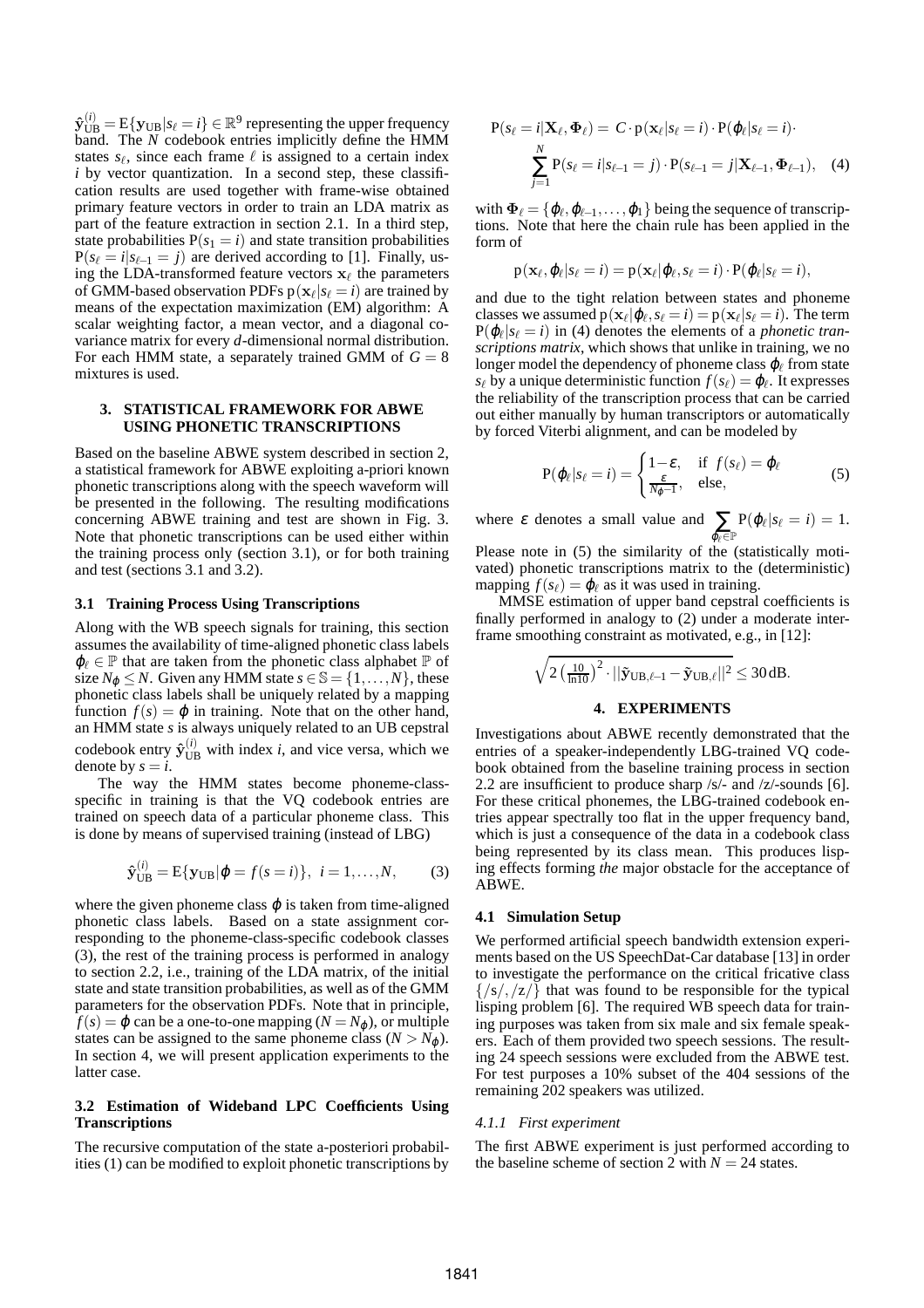$\hat{\mathbf{y}}_{\mathrm{UB}}^{(i)} = \mathrm{E}\{\mathbf{y}_{\mathrm{UB}}|s_\ell = i\} \in \mathbb{R}^9$ representing the upper frequency band. The $N$ codebook entries implicitly define the HMM states $s_\ell$, since each frame $\ell$ is assigned to a certain index $i$ by vector quantization. In a second step, these classification results are used together with frame-wise obtained primary feature vectors in order to train an LDA matrix as part of the feature extraction in section 2.1. In a third step, state probabilities $\mathrm{P}(s_1 = i)$ and state transition probabilities $\mathrm{P}(s_\ell = i|s_{\ell-1} = j)$ are derived according to [1]. Finally, using the LDA-transformed feature vectors $\mathbf{x}_\ell$ the parameters of GMM-based observation PDFs $\mathrm{p}(\mathbf{x}_\ell|s_\ell = i)$ are trained by means of the expectation maximization (EM) algorithm: A scalar weighting factor, a mean vector, and a diagonal covariance matrix for every $d$-dimensional normal distribution. For each HMM state, a separately trained GMM of $G = 8$ mixtures is used.

## 3. STATISTICAL FRAMEWORK FOR ABWE USING PHONETIC TRANSCRIPTIONS

Based on the baseline ABWE system described in section 2, a statistical framework for ABWE exploiting a-priori known phonetic transcriptions along with the speech waveform will be presented in the following. The resulting modifications concerning ABWE training and test are shown in Fig. 3. Note that phonetic transcriptions can be used either within the training process only (section 3.1), or for both training and test (sections 3.1 and 3.2).

### 3.1 Training Process Using Transcriptions

Along with the WB speech signals for training, this section assumes the availability of time-aligned phonetic class labels $\varphi_\ell \in \mathbb{P}$ that are taken from the phonetic class alphabet $\mathbb{P}$ of size $N_\varphi \leq N$. Given any HMM state $s \in \mathbb{S} = \{1, \ldots, N\}$, these phonetic class labels shall be uniquely related by a mapping function $f(s) = \varphi$ in training. Note that on the other hand, an HMM state $s$ is always uniquely related to an UB cepstral codebook entry $\hat{\mathbf{y}}_{\mathrm{UB}}^{(i)}$ with index $i$, and vice versa, which we denote by $s = i$.

The way the HMM states become phoneme-class-specific in training is that the VQ codebook entries are trained on speech data of a particular phoneme class. This is done by means of supervised training (instead of LBG)

$$\hat{\mathbf{y}}_{\mathrm{UB}}^{(i)} = \mathrm{E}\{\mathbf{y}_{\mathrm{UB}}|\varphi = f(s = i)\}, \;\; i = 1, \ldots, N, \qquad (3)$$

where the given phoneme class $\varphi$ is taken from time-aligned phonetic class labels. Based on a state assignment corresponding to the phoneme-class-specific codebook classes (3), the rest of the training process is performed in analogy to section 2.2, i.e., training of the LDA matrix, of the initial state and state transition probabilities, as well as of the GMM parameters for the observation PDFs. Note that in principle, $f(s) = \varphi$ can be a one-to-one mapping ($N = N_\varphi$), or multiple states can be assigned to the same phoneme class ($N > N_\varphi$). In section 4, we will present application experiments to the latter case.

### 3.2 Estimation of Wideband LPC Coefficients Using Transcriptions

The recursive computation of the state a-posteriori probabilities (1) can be modified to exploit phonetic transcriptions by

$$\mathrm{P}(s_\ell = i|\mathbf{X}_\ell, \mathbf{\Phi}_\ell) = C \cdot \mathrm{p}(\mathbf{x}_\ell|s_\ell = i) \cdot \mathrm{P}(\varphi_\ell|s_\ell = i) \cdot \sum_{j=1}^{N} \mathrm{P}(s_\ell = i|s_{\ell-1} = j) \cdot \mathrm{P}(s_{\ell-1} = j|\mathbf{X}_{\ell-1}, \mathbf{\Phi}_{\ell-1}), \quad (4)$$

with $\mathbf{\Phi}_\ell = \{\varphi_\ell, \varphi_{\ell-1}, \ldots, \varphi_1\}$ being the sequence of transcriptions. Note that here the chain rule has been applied in the form of

$$\mathrm{p}(\mathbf{x}_\ell, \varphi_\ell|s_\ell = i) = \mathrm{p}(\mathbf{x}_\ell|\varphi_\ell, s_\ell = i) \cdot \mathrm{P}(\varphi_\ell|s_\ell = i),$$

and due to the tight relation between states and phoneme classes we assumed $\mathrm{p}(\mathbf{x}_\ell|\varphi_\ell, s_\ell = i) = \mathrm{p}(\mathbf{x}_\ell|s_\ell = i)$. The term $\mathrm{P}(\varphi_\ell|s_\ell = i)$ in (4) denotes the elements of a *phonetic transcriptions matrix*, which shows that unlike in training, we no longer model the dependency of phoneme class $\varphi_\ell$ from state $s_\ell$ by a unique deterministic function $f(s_\ell) = \varphi_\ell$. It expresses the reliability of the transcription process that can be carried out either manually by human transcriptors or automatically by forced Viterbi alignment, and can be modeled by

$$\mathrm{P}(\varphi_\ell|s_\ell = i) = \begin{cases} 1-\varepsilon, & \text{if } \; f(s_\ell) = \varphi_\ell \\ \frac{\varepsilon}{N_\varphi - 1}, & \text{else,} \end{cases} \qquad (5)$$

where $\varepsilon$ denotes a small value and $\sum_{\varphi_\ell \in \mathbb{P}} \mathrm{P}(\varphi_\ell|s_\ell = i) = 1$. Please note in (5) the similarity of the (statistically motivated) phonetic transcriptions matrix to the (deterministic) mapping $f(s_\ell) = \varphi_\ell$ as it was used in training.

MMSE estimation of upper band cepstral coefficients is finally performed in analogy to (2) under a moderate interframe smoothing constraint as motivated, e.g., in [12]:

$$\sqrt{2\left(\tfrac{10}{\ln 10}\right)^2 \cdot ||\tilde{\mathbf{y}}_{\mathrm{UB},\ell-1} - \tilde{\mathbf{y}}_{\mathrm{UB},\ell}||^2} \leq 30\,\mathrm{dB}.$$

## 4. EXPERIMENTS

Investigations about ABWE recently demonstrated that the entries of a speaker-independently LBG-trained VQ codebook obtained from the baseline training process in section 2.2 are insufficient to produce sharp /s/- and /z/-sounds [6]. For these critical phonemes, the LBG-trained codebook entries appear spectrally too flat in the upper frequency band, which is just a consequence of the data in a codebook class being represented by its class mean. This produces lisping effects forming *the* major obstacle for the acceptance of ABWE.

### 4.1 Simulation Setup

We performed artificial speech bandwidth extension experiments based on the US SpeechDat-Car database [13] in order to investigate the performance on the critical fricative class $\{/s/, /z/\}$ that was found to be responsible for the typical lisping problem [6]. The required WB speech data for training purposes was taken from six male and six female speakers. Each of them provided two speech sessions. The resulting 24 speech sessions were excluded from the ABWE test. For test purposes a 10% subset of the 404 sessions of the remaining 202 speakers was utilized.

#### 4.1.1 First experiment

The first ABWE experiment is just performed according to the baseline scheme of section 2 with $N = 24$ states.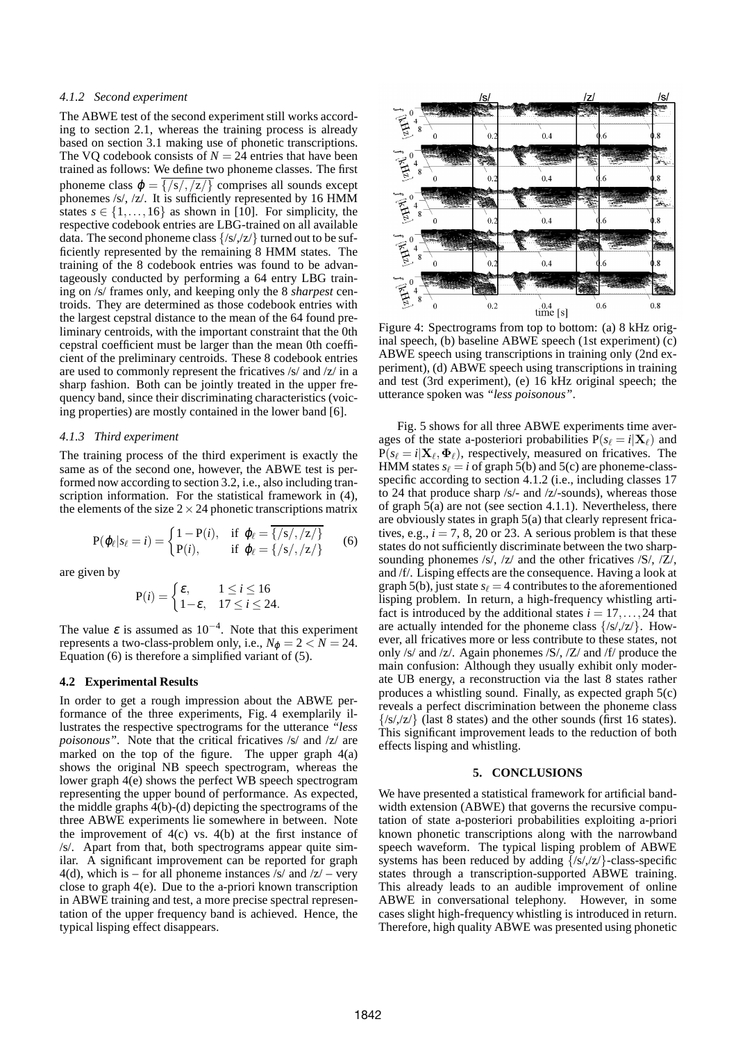#### 4.1.2 Second experiment

The ABWE test of the second experiment still works according to section 2.1, whereas the training process is already based on section 3.1 making use of phonetic transcriptions. The VQ codebook consists of $N = 24$ entries that have been trained as follows: We define two phoneme classes. The first phoneme class $\varphi = \overline{\{/s/,/z/\}}$ comprises all sounds except phonemes /s/, /z/. It is sufficiently represented by 16 HMM states $s \in \{1,\ldots,16\}$ as shown in [10]. For simplicity, the respective codebook entries are LBG-trained on all available data. The second phoneme class $\{/s/,/z/\}$ turned out to be sufficiently represented by the remaining 8 HMM states. The training of the 8 codebook entries was found to be advantageously conducted by performing a 64 entry LBG training on /s/ frames only, and keeping only the 8 *sharpest* centroids. They are determined as those codebook entries with the largest cepstral distance to the mean of the 64 found preliminary centroids, with the important constraint that the 0th cepstral coefficient must be larger than the mean 0th coefficient of the preliminary centroids. These 8 codebook entries are used to commonly represent the fricatives /s/ and /z/ in a sharp fashion. Both can be jointly treated in the upper frequency band, since their discriminating characteristics (voicing properties) are mostly contained in the lower band [6].

#### 4.1.3 Third experiment

The training process of the third experiment is exactly the same as of the second one, however, the ABWE test is performed now according to section 3.2, i.e., also including transcription information. For the statistical framework in (4), the elements of the size $2 \times 24$ phonetic transcriptions matrix

$$\mathrm{P}(\varphi_\ell | s_\ell = i) = \begin{cases} 1 - \mathrm{P}(i), & \text{if } \varphi_\ell = \overline{\{/s/,/z/\}} \\ \mathrm{P}(i), & \text{if } \varphi_\ell = \{/s/,/z/\} \end{cases} \quad (6)$$

are given by

$$\mathrm{P}(i) = \begin{cases} \varepsilon, & 1 \le i \le 16 \\ 1 - \varepsilon, & 17 \le i \le 24. \end{cases}$$

The value $\varepsilon$ is assumed as $10^{-4}$. Note that this experiment represents a two-class-problem only, i.e., $N_\varphi = 2 < N = 24$. Equation (6) is therefore a simplified variant of (5).

### 4.2 Experimental Results

In order to get a rough impression about the ABWE performance of the three experiments, Fig. 4 exemplarily illustrates the respective spectrograms for the utterance *"less poisonous"*. Note that the critical fricatives /s/ and /z/ are marked on the top of the figure. The upper graph 4(a) shows the original NB speech spectrogram, whereas the lower graph 4(e) shows the perfect WB speech spectrogram representing the upper bound of performance. As expected, the middle graphs 4(b)-(d) depicting the spectrograms of the three ABWE experiments lie somewhere in between. Note the improvement of 4(c) vs. 4(b) at the first instance of /s/. Apart from that, both spectrograms appear quite similar. A significant improvement can be reported for graph 4(d), which is – for all phoneme instances /s/ and /z/ – very close to graph 4(e). Due to the a-priori known transcription in ABWE training and test, a more precise spectral representation of the upper frequency band is achieved. Hence, the typical lisping effect disappears.

Figure 4: Spectrograms from top to bottom: (a) 8 kHz original speech, (b) baseline ABWE speech (1st experiment) (c) ABWE speech using transcriptions in training only (2nd experiment), (d) ABWE speech using transcriptions in training and test (3rd experiment), (e) 16 kHz original speech; the utterance spoken was *"less poisonous"*.

Fig. 5 shows for all three ABWE experiments time averages of the state a-posteriori probabilities $\mathrm{P}(s_\ell = i|\mathbf{X}_\ell)$ and $\mathrm{P}(s_\ell = i|\mathbf{X}_\ell, \mathbf{\Phi}_\ell)$, respectively, measured on fricatives. The HMM states $s_\ell = i$ of graph 5(b) and 5(c) are phoneme-class-specific according to section 4.1.2 (i.e., including classes 17 to 24 that produce sharp /s/- and /z/-sounds), whereas those of graph 5(a) are not (see section 4.1.1). Nevertheless, there are obviously states in graph 5(a) that clearly represent fricatives, e.g., $i = 7$, 8, 20 or 23. A serious problem is that these states do not sufficiently discriminate between the two sharp-sounding phonemes /s/, /z/ and the other fricatives /S/, /Z/, and /f/. Lisping effects are the consequence. Having a look at graph 5(b), just state $s_\ell = 4$ contributes to the aforementioned lisping problem. In return, a high-frequency whistling artifact is introduced by the additional states $i = 17,\ldots,24$ that are actually intended for the phoneme class $\{/s/,/z/\}$. However, all fricatives more or less contribute to these states, not only /s/ and /z/. Again phonemes /S/, /Z/ and /f/ produce the main confusion: Although they usually exhibit only moderate UB energy, a reconstruction via the last 8 states rather produces a whistling sound. Finally, as expected graph 5(c) reveals a perfect discrimination between the phoneme class $\{/s/,/z/\}$ (last 8 states) and the other sounds (first 16 states). This significant improvement leads to the reduction of both effects lisping and whistling.

## 5. CONCLUSIONS

We have presented a statistical framework for artificial bandwidth extension (ABWE) that governs the recursive computation of state a-posteriori probabilities exploiting a-priori known phonetic transcriptions along with the narrowband speech waveform. The typical lisping problem of ABWE systems has been reduced by adding $\{/s/,/z/\}$-class-specific states through a transcription-supported ABWE training. This already leads to an audible improvement of online ABWE in conversational telephony. However, in some cases slight high-frequency whistling is introduced in return. Therefore, high quality ABWE was presented using phonetic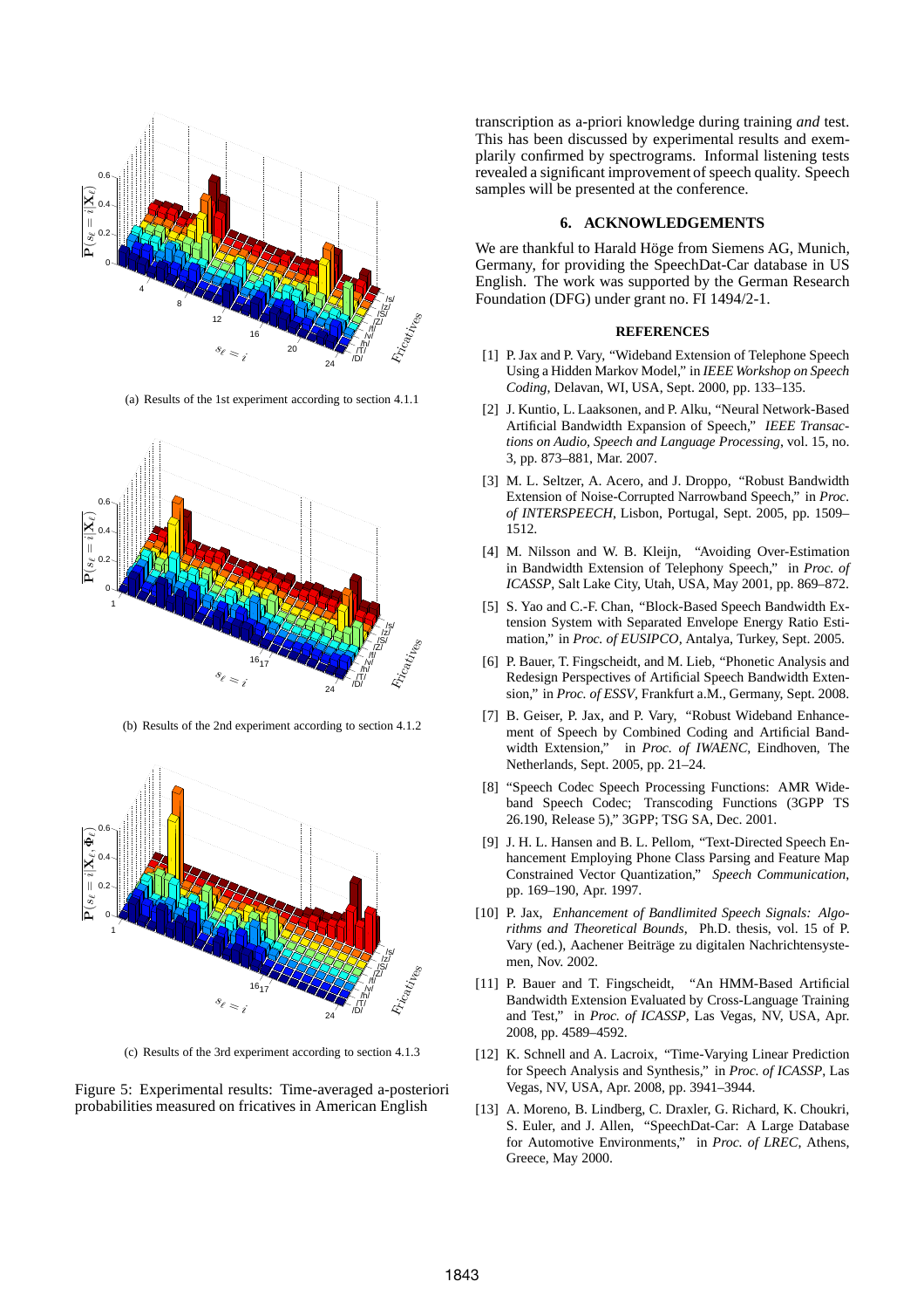(a) Results of the 1st experiment according to section 4.1.1

(b) Results of the 2nd experiment according to section 4.1.2

(c) Results of the 3rd experiment according to section 4.1.3

Figure 5: Experimental results: Time-averaged a-posteriori probabilities measured on fricatives in American English

transcription as a-priori knowledge during training *and* test. This has been discussed by experimental results and exemplarily confirmed by spectrograms. Informal listening tests revealed a significant improvement of speech quality. Speech samples will be presented at the conference.

## 6. ACKNOWLEDGEMENTS

We are thankful to Harald Höge from Siemens AG, Munich, Germany, for providing the SpeechDat-Car database in US English. The work was supported by the German Research Foundation (DFG) under grant no. FI 1494/2-1.

## REFERENCES

[1] P. Jax and P. Vary, "Wideband Extension of Telephone Speech Using a Hidden Markov Model," in *IEEE Workshop on Speech Coding*, Delavan, WI, USA, Sept. 2000, pp. 133–135.

[2] J. Kuntio, L. Laaksonen, and P. Alku, "Neural Network-Based Artificial Bandwidth Expansion of Speech," *IEEE Transactions on Audio, Speech and Language Processing*, vol. 15, no. 3, pp. 873–881, Mar. 2007.

[3] M. L. Seltzer, A. Acero, and J. Droppo, "Robust Bandwidth Extension of Noise-Corrupted Narrowband Speech," in *Proc. of INTERSPEECH*, Lisbon, Portugal, Sept. 2005, pp. 1509–1512.

[4] M. Nilsson and W. B. Kleijn, "Avoiding Over-Estimation in Bandwidth Extension of Telephony Speech," in *Proc. of ICASSP*, Salt Lake City, Utah, USA, May 2001, pp. 869–872.

[5] S. Yao and C.-F. Chan, "Block-Based Speech Bandwidth Extension System with Separated Envelope Energy Ratio Estimation," in *Proc. of EUSIPCO*, Antalya, Turkey, Sept. 2005.

[6] P. Bauer, T. Fingscheidt, and M. Lieb, "Phonetic Analysis and Redesign Perspectives of Artificial Speech Bandwidth Extension," in *Proc. of ESSV*, Frankfurt a.M., Germany, Sept. 2008.

[7] B. Geiser, P. Jax, and P. Vary, "Robust Wideband Enhancement of Speech by Combined Coding and Artificial Bandwidth Extension," in *Proc. of IWAENC*, Eindhoven, The Netherlands, Sept. 2005, pp. 21–24.

[8] "Speech Codec Speech Processing Functions: AMR Wideband Speech Codec; Transcoding Functions (3GPP TS 26.190, Release 5)," 3GPP; TSG SA, Dec. 2001.

[9] J. H. L. Hansen and B. L. Pellom, "Text-Directed Speech Enhancement Employing Phone Class Parsing and Feature Map Constrained Vector Quantization," *Speech Communication*, pp. 169–190, Apr. 1997.

[10] P. Jax, *Enhancement of Bandlimited Speech Signals: Algorithms and Theoretical Bounds*, Ph.D. thesis, vol. 15 of P. Vary (ed.), Aachener Beiträge zu digitalen Nachrichtensystemen, Nov. 2002.

[11] P. Bauer and T. Fingscheidt, "An HMM-Based Artificial Bandwidth Extension Evaluated by Cross-Language Training and Test," in *Proc. of ICASSP*, Las Vegas, NV, USA, Apr. 2008, pp. 4589–4592.

[12] K. Schnell and A. Lacroix, "Time-Varying Linear Prediction for Speech Analysis and Synthesis," in *Proc. of ICASSP*, Las Vegas, NV, USA, Apr. 2008, pp. 3941–3944.

[13] A. Moreno, B. Lindberg, C. Draxler, G. Richard, K. Choukri, S. Euler, and J. Allen, "SpeechDat-Car: A Large Database for Automotive Environments," in *Proc. of LREC*, Athens, Greece, May 2000.